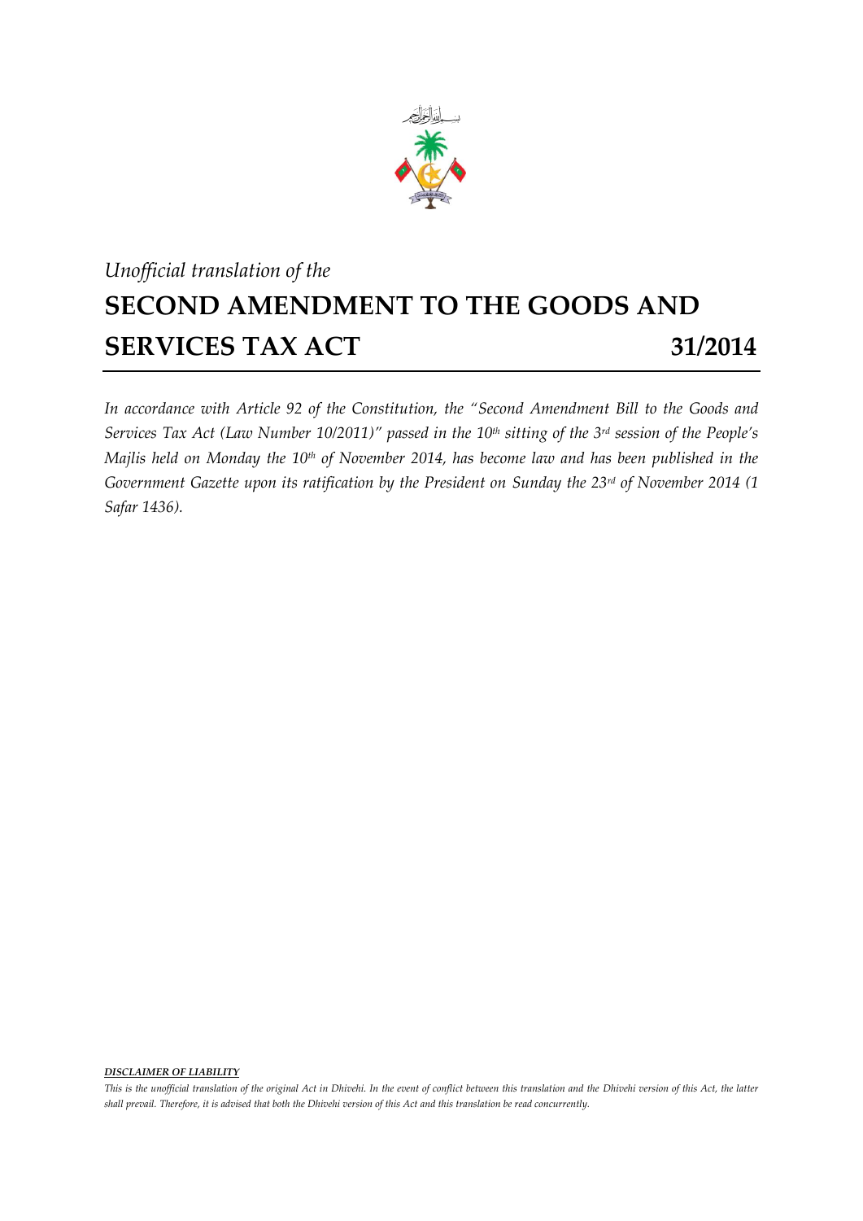*Unofficial translation of the*

# SECOND AMENDMENT TO THE GOODS AND SERVICES TAX ACT 31/2014

*In accordance with Article 92 of the Constitution, the "Second Amendment Bill to the Goods and Services Tax Act (Law Number 10/2011)" passed in the 10th sitting of the 3rd session of the People's Majlis held on Monday the 10th of November 2014, has become law and has been published in the Government Gazette upon its ratification by the President on Sunday the 23rd of November 2014 (1 Safar 1436).*

***DISCLAIMER OF LIABILITY***

*This is the unofficial translation of the original Act in Dhivehi. In the event of conflict between this translation and the Dhivehi version of this Act, the latter shall prevail. Therefore, it is advised that both the Dhivehi version of this Act and this translation be read concurrently.*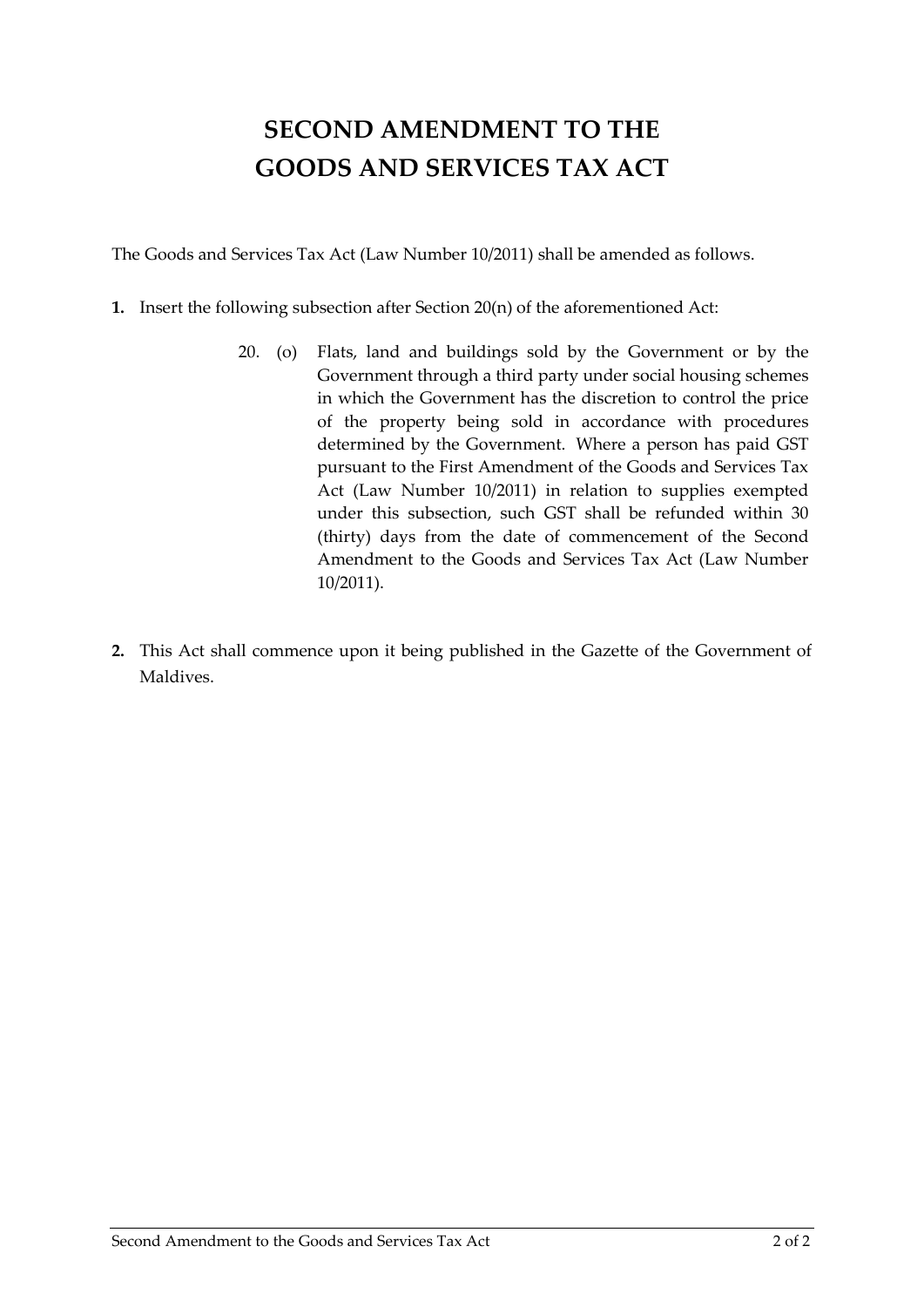# SECOND AMENDMENT TO THE GOODS AND SERVICES TAX ACT

The Goods and Services Tax Act (Law Number 10/2011) shall be amended as follows.

**1.** Insert the following subsection after Section 20(n) of the aforementioned Act:

> 20. (o) Flats, land and buildings sold by the Government or by the Government through a third party under social housing schemes in which the Government has the discretion to control the price of the property being sold in accordance with procedures determined by the Government. Where a person has paid GST pursuant to the First Amendment of the Goods and Services Tax Act (Law Number 10/2011) in relation to supplies exempted under this subsection, such GST shall be refunded within 30 (thirty) days from the date of commencement of the Second Amendment to the Goods and Services Tax Act (Law Number 10/2011).

**2.** This Act shall commence upon it being published in the Gazette of the Government of Maldives.